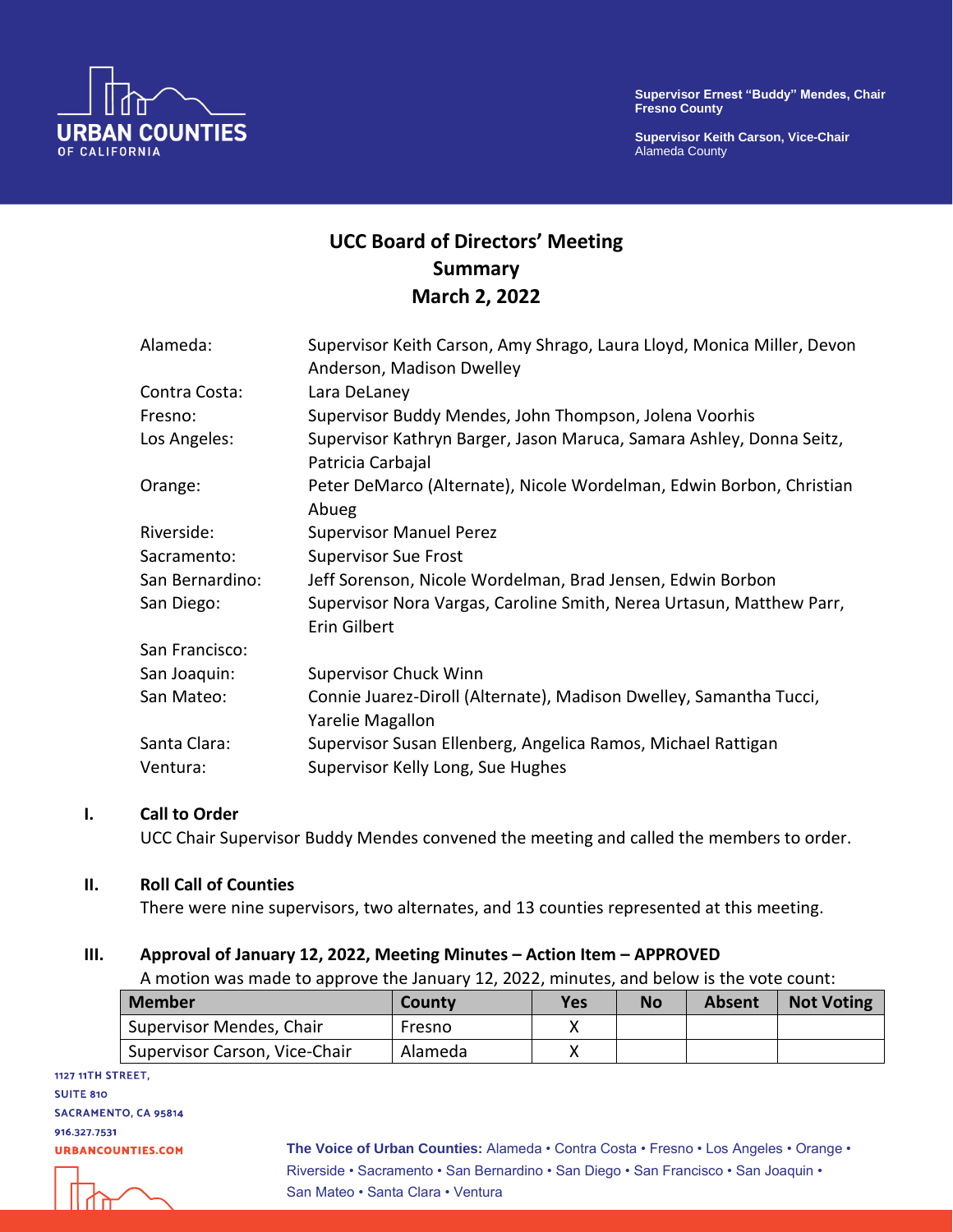Supervisor Ernest "Buddy" Mendes, Chair
Fresno County

Supervisor Keith Carson, Vice-Chair
Alameda County

# UCC Board of Directors' Meeting Summary
# March 2, 2022

| | |
|---|---|
| Alameda: | Supervisor Keith Carson, Amy Shrago, Laura Lloyd, Monica Miller, Devon Anderson, Madison Dwelley |
| Contra Costa: | Lara DeLaney |
| Fresno: | Supervisor Buddy Mendes, John Thompson, Jolena Voorhis |
| Los Angeles: | Supervisor Kathryn Barger, Jason Maruca, Samara Ashley, Donna Seitz, Patricia Carbajal |
| Orange: | Peter DeMarco (Alternate), Nicole Wordelman, Edwin Borbon, Christian Abueg |
| Riverside: | Supervisor Manuel Perez |
| Sacramento: | Supervisor Sue Frost |
| San Bernardino: | Jeff Sorenson, Nicole Wordelman, Brad Jensen, Edwin Borbon |
| San Diego: | Supervisor Nora Vargas, Caroline Smith, Nerea Urtasun, Matthew Parr, Erin Gilbert |
| San Francisco: | |
| San Joaquin: | Supervisor Chuck Winn |
| San Mateo: | Connie Juarez-Diroll (Alternate), Madison Dwelley, Samantha Tucci, Yarelie Magallon |
| Santa Clara: | Supervisor Susan Ellenberg, Angelica Ramos, Michael Rattigan |
| Ventura: | Supervisor Kelly Long, Sue Hughes |

## I. Call to Order

UCC Chair Supervisor Buddy Mendes convened the meeting and called the members to order.

## II. Roll Call of Counties

There were nine supervisors, two alternates, and 13 counties represented at this meeting.

## III. Approval of January 12, 2022, Meeting Minutes – Action Item – APPROVED

A motion was made to approve the January 12, 2022, minutes, and below is the vote count:

| Member | County | Yes | No | Absent | Not Voting |
|---|---|---|---|---|---|
| Supervisor Mendes, Chair | Fresno | X | | | |
| Supervisor Carson, Vice-Chair | Alameda | X | | | |

1127 11TH STREET, SUITE 810
SACRAMENTO, CA 95814
916.327.7531
URBANCOUNTIES.COM

**The Voice of Urban Counties:** Alameda • Contra Costa • Fresno • Los Angeles • Orange • Riverside • Sacramento • San Bernardino • San Diego • San Francisco • San Joaquin • San Mateo • Santa Clara • Ventura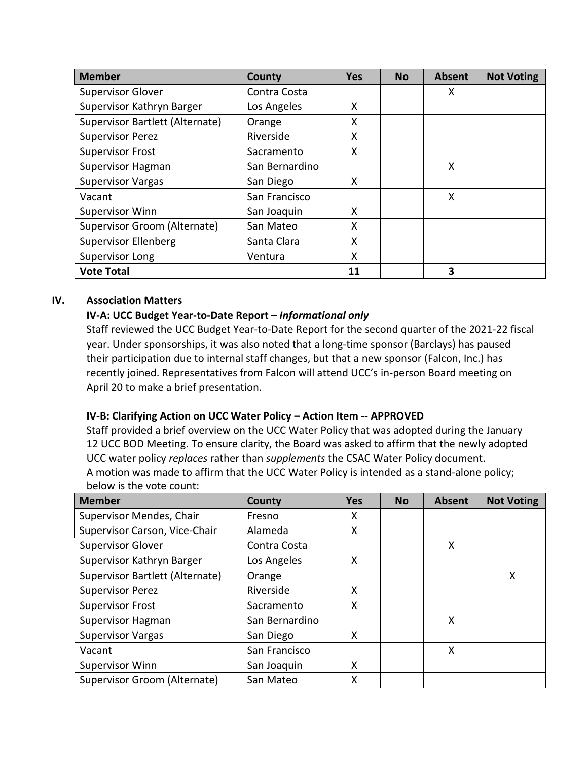| Member | County | Yes | No | Absent | Not Voting |
|---|---|---|---|---|---|
| Supervisor Glover | Contra Costa | | | X | |
| Supervisor Kathryn Barger | Los Angeles | X | | | |
| Supervisor Bartlett (Alternate) | Orange | X | | | |
| Supervisor Perez | Riverside | X | | | |
| Supervisor Frost | Sacramento | X | | | |
| Supervisor Hagman | San Bernardino | | | X | |
| Supervisor Vargas | San Diego | X | | | |
| Vacant | San Francisco | | | X | |
| Supervisor Winn | San Joaquin | X | | | |
| Supervisor Groom (Alternate) | San Mateo | X | | | |
| Supervisor Ellenberg | Santa Clara | X | | | |
| Supervisor Long | Ventura | X | | | |
| **Vote Total** | | **11** | | **3** | |

## IV. Association Matters

### IV-A: UCC Budget Year-to-Date Report – *Informational only*

Staff reviewed the UCC Budget Year-to-Date Report for the second quarter of the 2021-22 fiscal year. Under sponsorships, it was also noted that a long-time sponsor (Barclays) has paused their participation due to internal staff changes, but that a new sponsor (Falcon, Inc.) has recently joined. Representatives from Falcon will attend UCC's in-person Board meeting on April 20 to make a brief presentation.

### IV-B: Clarifying Action on UCC Water Policy – Action Item -- APPROVED

Staff provided a brief overview on the UCC Water Policy that was adopted during the January 12 UCC BOD Meeting. To ensure clarity, the Board was asked to affirm that the newly adopted UCC water policy *replaces* rather than *supplements* the CSAC Water Policy document. A motion was made to affirm that the UCC Water Policy is intended as a stand-alone policy; below is the vote count:

| Member | County | Yes | No | Absent | Not Voting |
|---|---|---|---|---|---|
| Supervisor Mendes, Chair | Fresno | X | | | |
| Supervisor Carson, Vice-Chair | Alameda | X | | | |
| Supervisor Glover | Contra Costa | | | X | |
| Supervisor Kathryn Barger | Los Angeles | X | | | |
| Supervisor Bartlett (Alternate) | Orange | | | | X |
| Supervisor Perez | Riverside | X | | | |
| Supervisor Frost | Sacramento | X | | | |
| Supervisor Hagman | San Bernardino | | | X | |
| Supervisor Vargas | San Diego | X | | | |
| Vacant | San Francisco | | | X | |
| Supervisor Winn | San Joaquin | X | | | |
| Supervisor Groom (Alternate) | San Mateo | X | | | |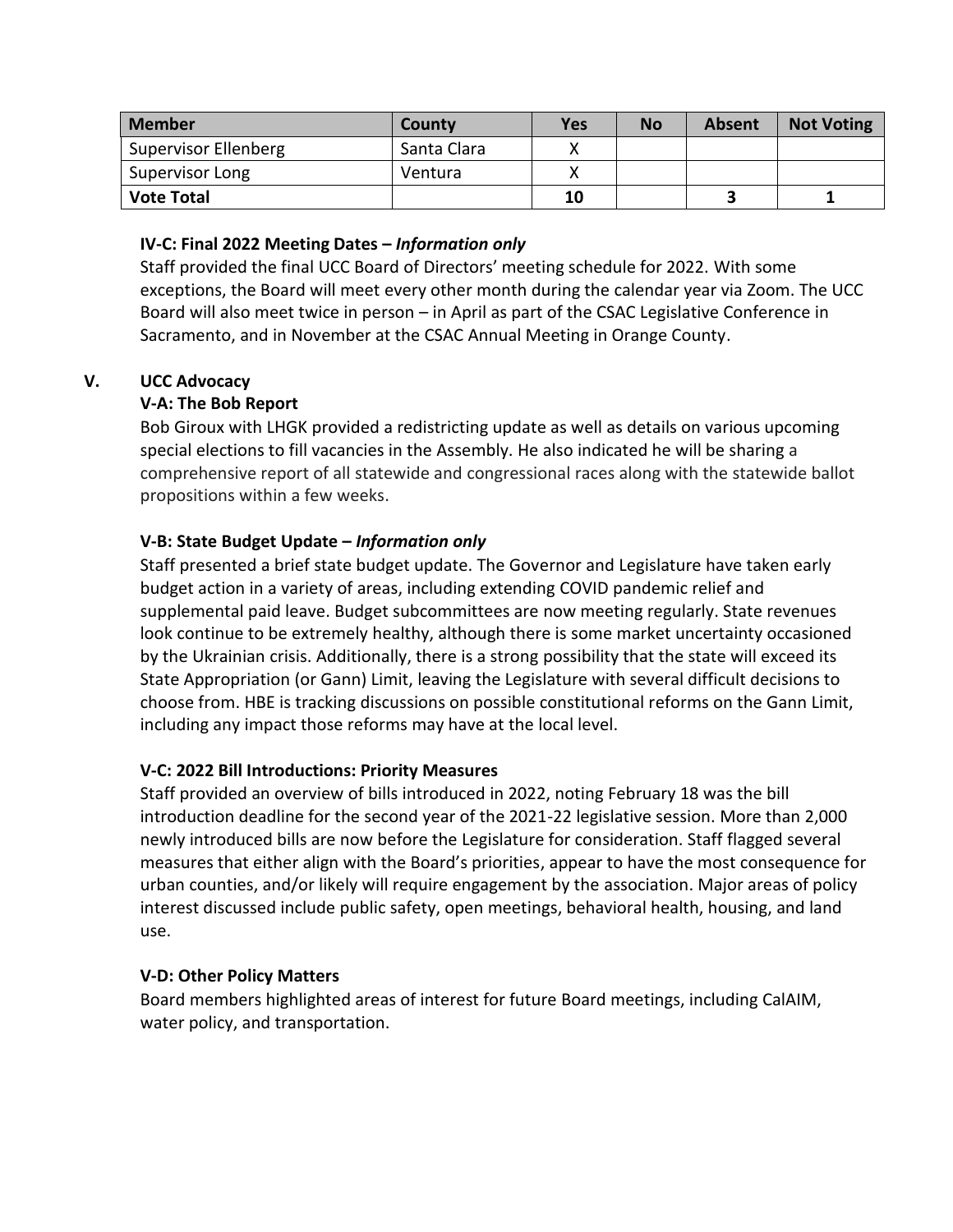| Member | County | Yes | No | Absent | Not Voting |
|---|---|---|---|---|---|
| Supervisor Ellenberg | Santa Clara | X | | | |
| Supervisor Long | Ventura | X | | | |
| **Vote Total** | | **10** | | **3** | **1** |

**IV-C: Final 2022 Meeting Dates – *Information only***

Staff provided the final UCC Board of Directors' meeting schedule for 2022. With some exceptions, the Board will meet every other month during the calendar year via Zoom. The UCC Board will also meet twice in person – in April as part of the CSAC Legislative Conference in Sacramento, and in November at the CSAC Annual Meeting in Orange County.

## V. UCC Advocacy

**V-A: The Bob Report**

Bob Giroux with LHGK provided a redistricting update as well as details on various upcoming special elections to fill vacancies in the Assembly. He also indicated he will be sharing a comprehensive report of all statewide and congressional races along with the statewide ballot propositions within a few weeks.

**V-B: State Budget Update – *Information only***

Staff presented a brief state budget update. The Governor and Legislature have taken early budget action in a variety of areas, including extending COVID pandemic relief and supplemental paid leave. Budget subcommittees are now meeting regularly. State revenues look continue to be extremely healthy, although there is some market uncertainty occasioned by the Ukrainian crisis. Additionally, there is a strong possibility that the state will exceed its State Appropriation (or Gann) Limit, leaving the Legislature with several difficult decisions to choose from. HBE is tracking discussions on possible constitutional reforms on the Gann Limit, including any impact those reforms may have at the local level.

**V-C: 2022 Bill Introductions: Priority Measures**

Staff provided an overview of bills introduced in 2022, noting February 18 was the bill introduction deadline for the second year of the 2021-22 legislative session. More than 2,000 newly introduced bills are now before the Legislature for consideration. Staff flagged several measures that either align with the Board's priorities, appear to have the most consequence for urban counties, and/or likely will require engagement by the association. Major areas of policy interest discussed include public safety, open meetings, behavioral health, housing, and land use.

**V-D: Other Policy Matters**

Board members highlighted areas of interest for future Board meetings, including CalAIM, water policy, and transportation.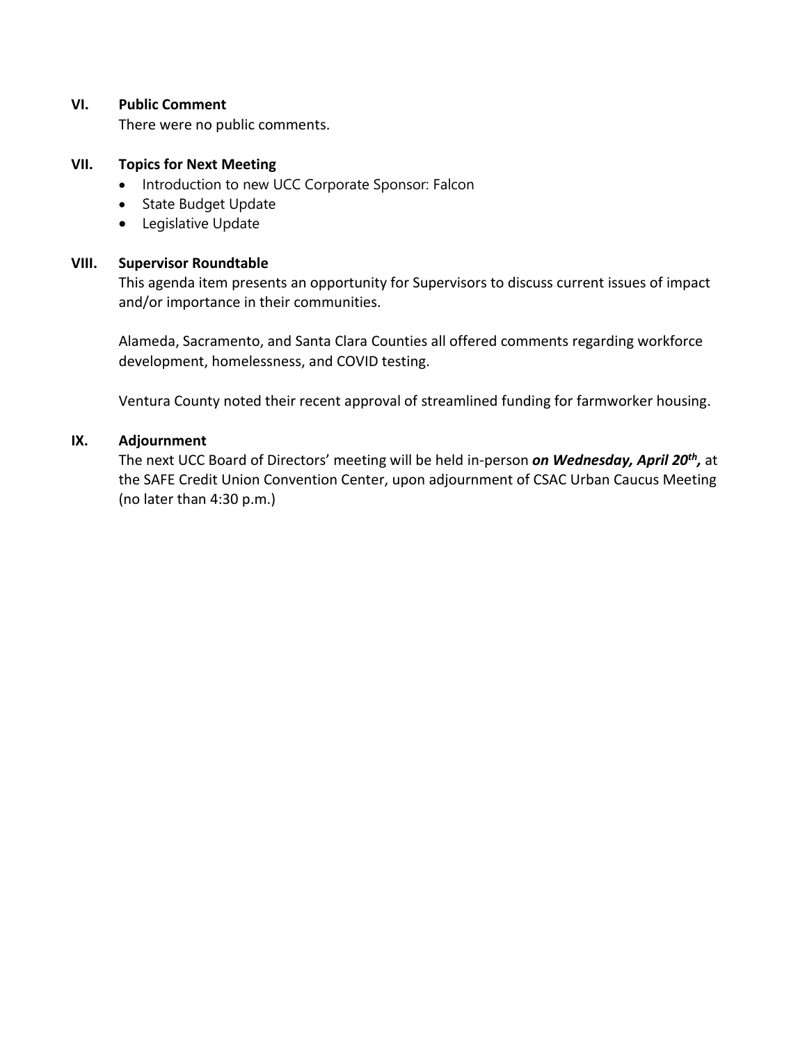## VI. Public Comment

There were no public comments.

## VII. Topics for Next Meeting

- Introduction to new UCC Corporate Sponsor: Falcon
- State Budget Update
- Legislative Update

## VIII. Supervisor Roundtable

This agenda item presents an opportunity for Supervisors to discuss current issues of impact and/or importance in their communities.

Alameda, Sacramento, and Santa Clara Counties all offered comments regarding workforce development, homelessness, and COVID testing.

Ventura County noted their recent approval of streamlined funding for farmworker housing.

## IX. Adjournment

The next UCC Board of Directors' meeting will be held in-person ***on Wednesday, April 20th,*** at the SAFE Credit Union Convention Center, upon adjournment of CSAC Urban Caucus Meeting (no later than 4:30 p.m.)